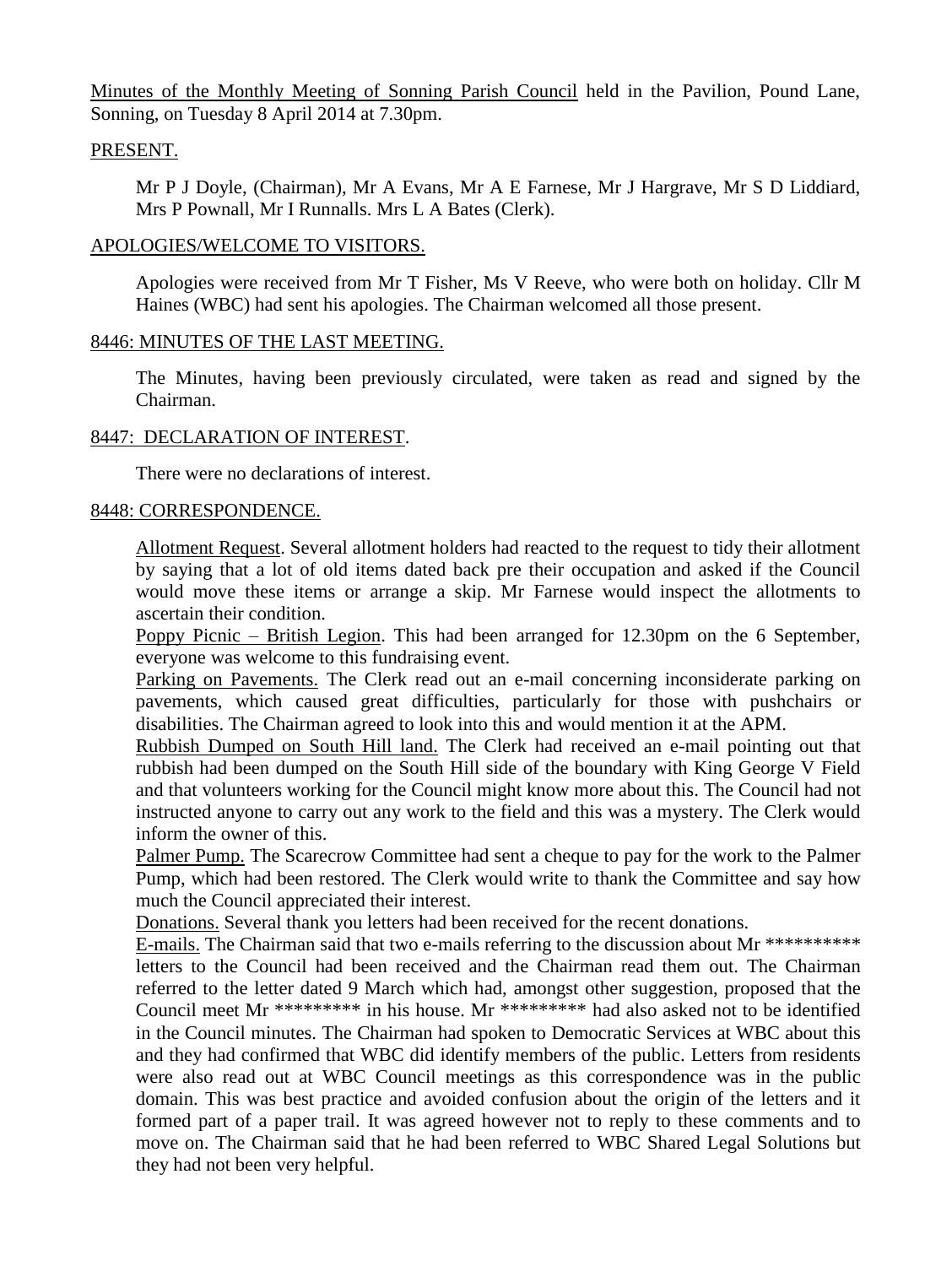Minutes of the Monthly Meeting of Sonning Parish Council held in the Pavilion, Pound Lane, Sonning, on Tuesday 8 April 2014 at 7.30pm.

## PRESENT.

Mr P J Doyle, (Chairman), Mr A Evans, Mr A E Farnese, Mr J Hargrave, Mr S D Liddiard, Mrs P Pownall, Mr I Runnalls. Mrs L A Bates (Clerk).

## APOLOGIES/WELCOME TO VISITORS.

Apologies were received from Mr T Fisher, Ms V Reeve, who were both on holiday. Cllr M Haines (WBC) had sent his apologies. The Chairman welcomed all those present.

## 8446: MINUTES OF THE LAST MEETING.

The Minutes, having been previously circulated, were taken as read and signed by the Chairman.

## 8447: DECLARATION OF INTEREST.

There were no declarations of interest.

## 8448: CORRESPONDENCE.

Allotment Request. Several allotment holders had reacted to the request to tidy their allotment by saying that a lot of old items dated back pre their occupation and asked if the Council would move these items or arrange a skip. Mr Farnese would inspect the allotments to ascertain their condition.

Poppy Picnic – British Legion. This had been arranged for 12.30pm on the 6 September, everyone was welcome to this fundraising event.

Parking on Pavements. The Clerk read out an e-mail concerning inconsiderate parking on pavements, which caused great difficulties, particularly for those with pushchairs or disabilities. The Chairman agreed to look into this and would mention it at the APM.

Rubbish Dumped on South Hill land. The Clerk had received an e-mail pointing out that rubbish had been dumped on the South Hill side of the boundary with King George V Field and that volunteers working for the Council might know more about this. The Council had not instructed anyone to carry out any work to the field and this was a mystery. The Clerk would inform the owner of this.

Palmer Pump. The Scarecrow Committee had sent a cheque to pay for the work to the Palmer Pump, which had been restored. The Clerk would write to thank the Committee and say how much the Council appreciated their interest.

Donations. Several thank you letters had been received for the recent donations.

E-mails. The Chairman said that two e-mails referring to the discussion about Mr ********** letters to the Council had been received and the Chairman read them out. The Chairman referred to the letter dated 9 March which had, amongst other suggestion, proposed that the Council meet Mr ********* in his house. Mr ********* had also asked not to be identified in the Council minutes. The Chairman had spoken to Democratic Services at WBC about this and they had confirmed that WBC did identify members of the public. Letters from residents were also read out at WBC Council meetings as this correspondence was in the public domain. This was best practice and avoided confusion about the origin of the letters and it formed part of a paper trail. It was agreed however not to reply to these comments and to move on. The Chairman said that he had been referred to WBC Shared Legal Solutions but they had not been very helpful.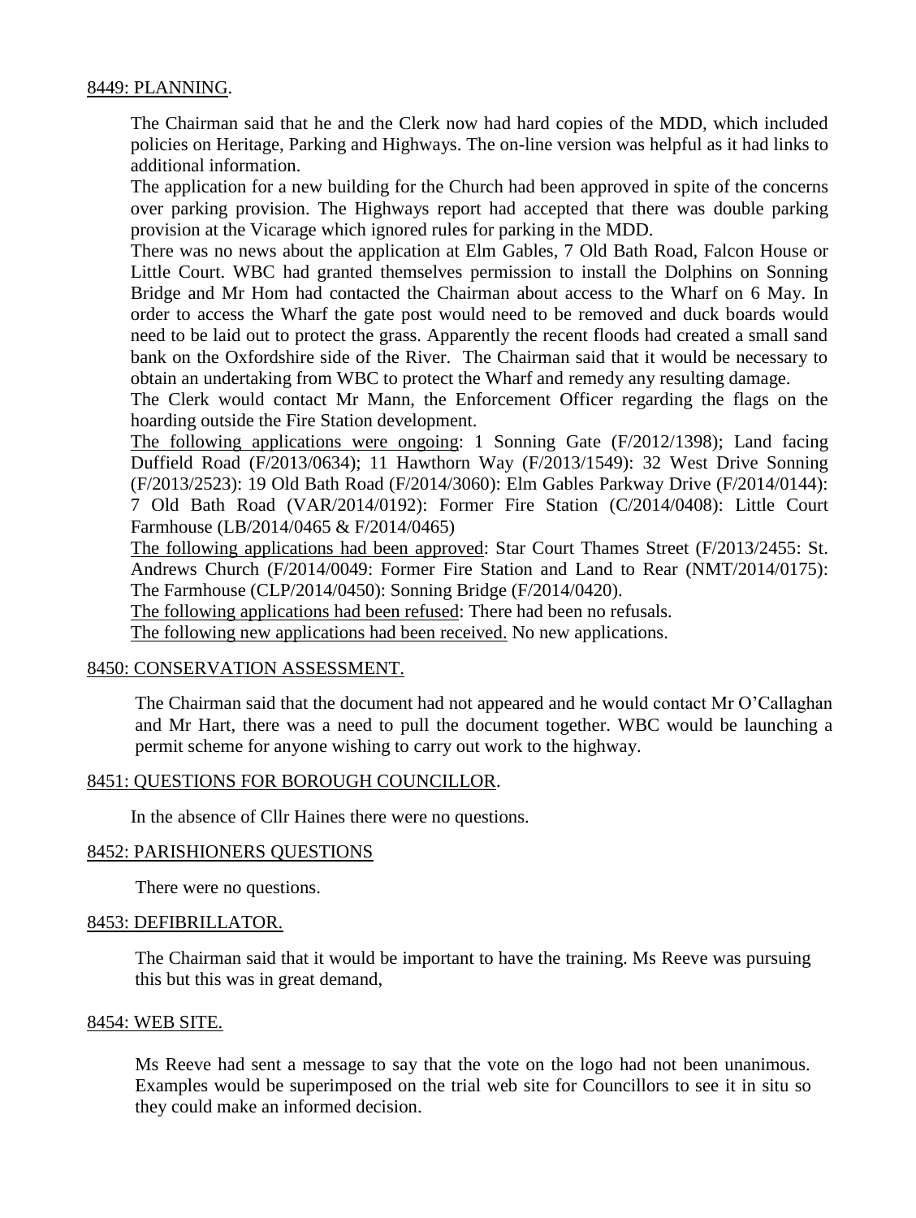8449: PLANNING.

The Chairman said that he and the Clerk now had hard copies of the MDD, which included policies on Heritage, Parking and Highways. The on-line version was helpful as it had links to additional information.

The application for a new building for the Church had been approved in spite of the concerns over parking provision. The Highways report had accepted that there was double parking provision at the Vicarage which ignored rules for parking in the MDD.

There was no news about the application at Elm Gables, 7 Old Bath Road, Falcon House or Little Court. WBC had granted themselves permission to install the Dolphins on Sonning Bridge and Mr Hom had contacted the Chairman about access to the Wharf on 6 May. In order to access the Wharf the gate post would need to be removed and duck boards would need to be laid out to protect the grass. Apparently the recent floods had created a small sand bank on the Oxfordshire side of the River. The Chairman said that it would be necessary to obtain an undertaking from WBC to protect the Wharf and remedy any resulting damage.

The Clerk would contact Mr Mann, the Enforcement Officer regarding the flags on the hoarding outside the Fire Station development.

The following applications were ongoing: 1 Sonning Gate (F/2012/1398); Land facing Duffield Road (F/2013/0634); 11 Hawthorn Way (F/2013/1549): 32 West Drive Sonning (F/2013/2523): 19 Old Bath Road (F/2014/3060): Elm Gables Parkway Drive (F/2014/0144): 7 Old Bath Road (VAR/2014/0192): Former Fire Station (C/2014/0408): Little Court Farmhouse (LB/2014/0465 & F/2014/0465)

The following applications had been approved: Star Court Thames Street (F/2013/2455: St. Andrews Church (F/2014/0049: Former Fire Station and Land to Rear (NMT/2014/0175): The Farmhouse (CLP/2014/0450): Sonning Bridge (F/2014/0420).

The following applications had been refused: There had been no refusals.

The following new applications had been received. No new applications.

8450: CONSERVATION ASSESSMENT.

The Chairman said that the document had not appeared and he would contact Mr O'Callaghan and Mr Hart, there was a need to pull the document together. WBC would be launching a permit scheme for anyone wishing to carry out work to the highway.

8451: QUESTIONS FOR BOROUGH COUNCILLOR.

In the absence of Cllr Haines there were no questions.

8452: PARISHIONERS QUESTIONS

There were no questions.

8453: DEFIBRILLATOR.

The Chairman said that it would be important to have the training. Ms Reeve was pursuing this but this was in great demand,

8454: WEB SITE.

Ms Reeve had sent a message to say that the vote on the logo had not been unanimous. Examples would be superimposed on the trial web site for Councillors to see it in situ so they could make an informed decision.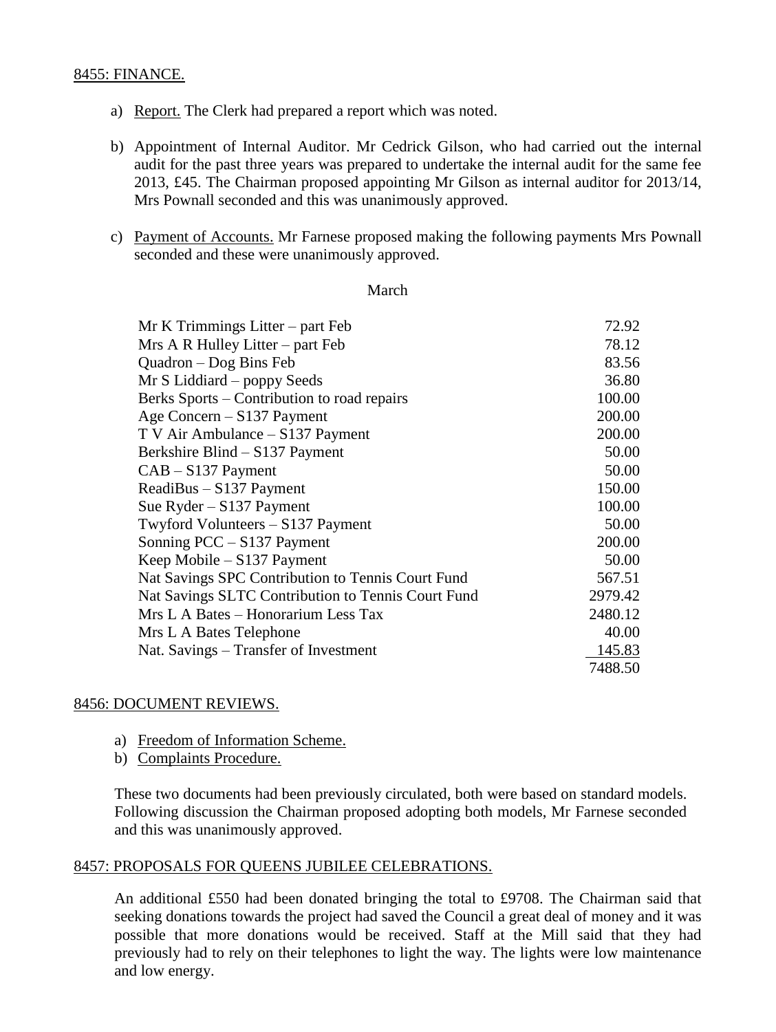8455: FINANCE.

a) Report. The Clerk had prepared a report which was noted.

b) Appointment of Internal Auditor. Mr Cedrick Gilson, who had carried out the internal audit for the past three years was prepared to undertake the internal audit for the same fee 2013, £45. The Chairman proposed appointing Mr Gilson as internal auditor for 2013/14, Mrs Pownall seconded and this was unanimously approved.

c) Payment of Accounts. Mr Farnese proposed making the following payments Mrs Pownall seconded and these were unanimously approved.

March

| | |
|---|---|
| Mr K Trimmings Litter – part Feb | 72.92 |
| Mrs A R Hulley Litter – part Feb | 78.12 |
| Quadron – Dog Bins Feb | 83.56 |
| Mr S Liddiard – poppy Seeds | 36.80 |
| Berks Sports – Contribution to road repairs | 100.00 |
| Age Concern – S137 Payment | 200.00 |
| T V Air Ambulance – S137 Payment | 200.00 |
| Berkshire Blind – S137 Payment | 50.00 |
| CAB – S137 Payment | 50.00 |
| ReadiBus – S137 Payment | 150.00 |
| Sue Ryder – S137 Payment | 100.00 |
| Twyford Volunteers – S137 Payment | 50.00 |
| Sonning PCC – S137 Payment | 200.00 |
| Keep Mobile – S137 Payment | 50.00 |
| Nat Savings SPC Contribution to Tennis Court Fund | 567.51 |
| Nat Savings SLTC Contribution to Tennis Court Fund | 2979.42 |
| Mrs L A Bates – Honorarium Less Tax | 2480.12 |
| Mrs L A Bates Telephone | 40.00 |
| Nat. Savings – Transfer of Investment | 145.83 |
| | 7488.50 |

8456: DOCUMENT REVIEWS.

a) Freedom of Information Scheme.
b) Complaints Procedure.

These two documents had been previously circulated, both were based on standard models. Following discussion the Chairman proposed adopting both models, Mr Farnese seconded and this was unanimously approved.

8457: PROPOSALS FOR QUEENS JUBILEE CELEBRATIONS.

An additional £550 had been donated bringing the total to £9708. The Chairman said that seeking donations towards the project had saved the Council a great deal of money and it was possible that more donations would be received. Staff at the Mill said that they had previously had to rely on their telephones to light the way. The lights were low maintenance and low energy.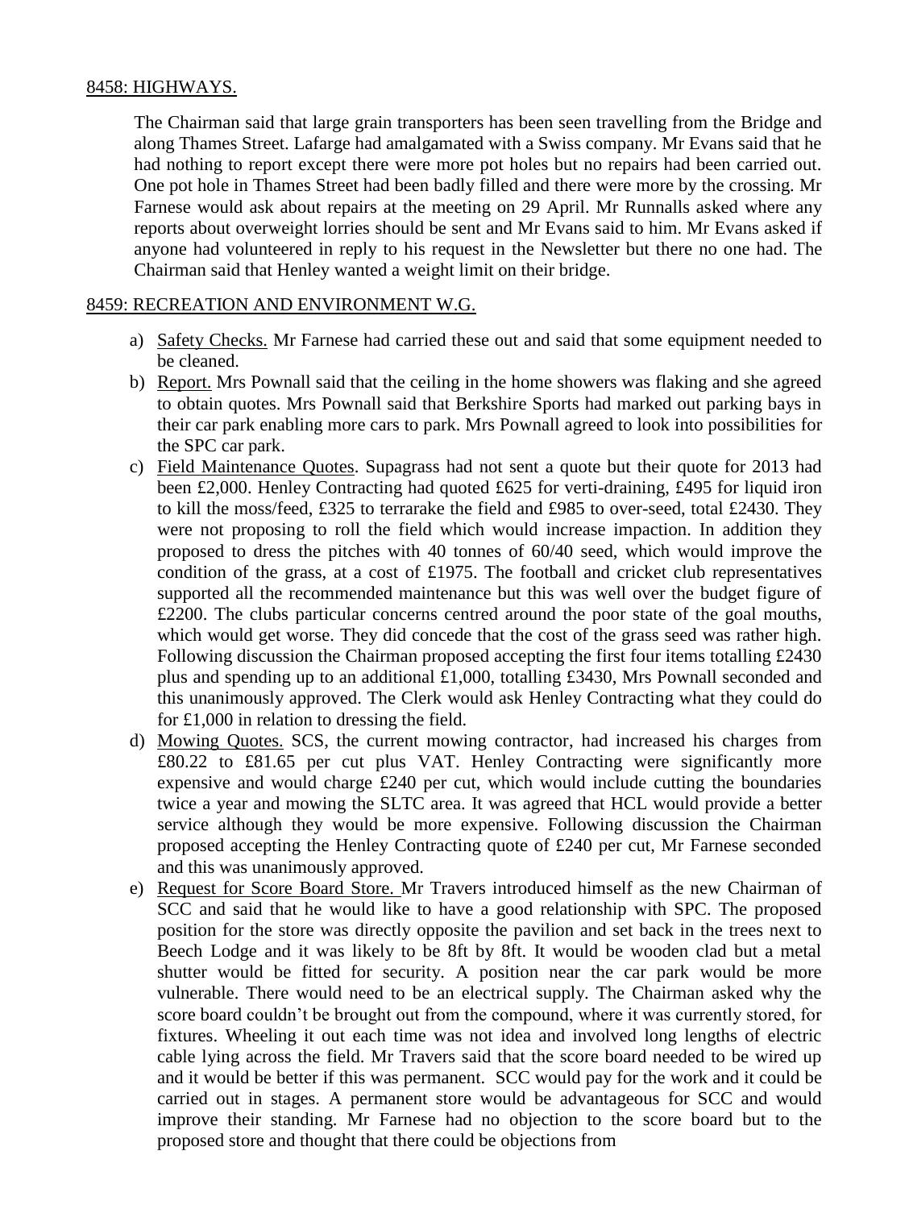8458: HIGHWAYS.

The Chairman said that large grain transporters has been seen travelling from the Bridge and along Thames Street. Lafarge had amalgamated with a Swiss company. Mr Evans said that he had nothing to report except there were more pot holes but no repairs had been carried out. One pot hole in Thames Street had been badly filled and there were more by the crossing. Mr Farnese would ask about repairs at the meeting on 29 April. Mr Runnalls asked where any reports about overweight lorries should be sent and Mr Evans said to him. Mr Evans asked if anyone had volunteered in reply to his request in the Newsletter but there no one had. The Chairman said that Henley wanted a weight limit on their bridge.

8459: RECREATION AND ENVIRONMENT W.G.

a) Safety Checks. Mr Farnese had carried these out and said that some equipment needed to be cleaned.
b) Report. Mrs Pownall said that the ceiling in the home showers was flaking and she agreed to obtain quotes. Mrs Pownall said that Berkshire Sports had marked out parking bays in their car park enabling more cars to park. Mrs Pownall agreed to look into possibilities for the SPC car park.
c) Field Maintenance Quotes. Supagrass had not sent a quote but their quote for 2013 had been £2,000. Henley Contracting had quoted £625 for verti-draining, £495 for liquid iron to kill the moss/feed, £325 to terrarake the field and £985 to over-seed, total £2430. They were not proposing to roll the field which would increase impaction. In addition they proposed to dress the pitches with 40 tonnes of 60/40 seed, which would improve the condition of the grass, at a cost of £1975. The football and cricket club representatives supported all the recommended maintenance but this was well over the budget figure of £2200. The clubs particular concerns centred around the poor state of the goal mouths, which would get worse. They did concede that the cost of the grass seed was rather high. Following discussion the Chairman proposed accepting the first four items totalling £2430 plus and spending up to an additional £1,000, totalling £3430, Mrs Pownall seconded and this unanimously approved. The Clerk would ask Henley Contracting what they could do for £1,000 in relation to dressing the field.
d) Mowing Quotes. SCS, the current mowing contractor, had increased his charges from £80.22 to £81.65 per cut plus VAT. Henley Contracting were significantly more expensive and would charge £240 per cut, which would include cutting the boundaries twice a year and mowing the SLTC area. It was agreed that HCL would provide a better service although they would be more expensive. Following discussion the Chairman proposed accepting the Henley Contracting quote of £240 per cut, Mr Farnese seconded and this was unanimously approved.
e) Request for Score Board Store. Mr Travers introduced himself as the new Chairman of SCC and said that he would like to have a good relationship with SPC. The proposed position for the store was directly opposite the pavilion and set back in the trees next to Beech Lodge and it was likely to be 8ft by 8ft. It would be wooden clad but a metal shutter would be fitted for security. A position near the car park would be more vulnerable. There would need to be an electrical supply. The Chairman asked why the score board couldn't be brought out from the compound, where it was currently stored, for fixtures. Wheeling it out each time was not idea and involved long lengths of electric cable lying across the field. Mr Travers said that the score board needed to be wired up and it would be better if this was permanent. SCC would pay for the work and it could be carried out in stages. A permanent store would be advantageous for SCC and would improve their standing. Mr Farnese had no objection to the score board but to the proposed store and thought that there could be objections from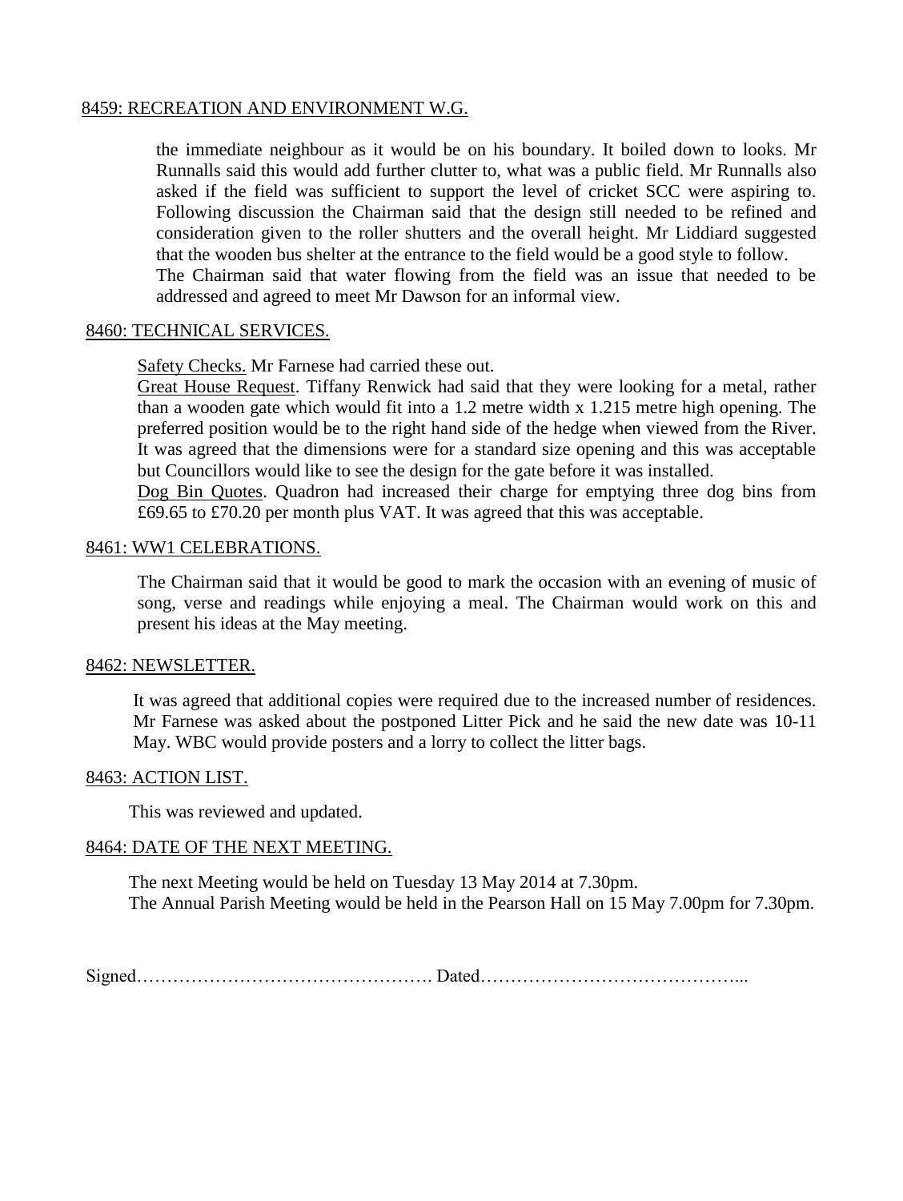## 8459: RECREATION AND ENVIRONMENT W.G.

the immediate neighbour as it would be on his boundary. It boiled down to looks. Mr Runnalls said this would add further clutter to, what was a public field. Mr Runnalls also asked if the field was sufficient to support the level of cricket SCC were aspiring to. Following discussion the Chairman said that the design still needed to be refined and consideration given to the roller shutters and the overall height. Mr Liddiard suggested that the wooden bus shelter at the entrance to the field would be a good style to follow.
The Chairman said that water flowing from the field was an issue that needed to be addressed and agreed to meet Mr Dawson for an informal view.

## 8460: TECHNICAL SERVICES.

Safety Checks. Mr Farnese had carried these out.
Great House Request. Tiffany Renwick had said that they were looking for a metal, rather than a wooden gate which would fit into a 1.2 metre width x 1.215 metre high opening. The preferred position would be to the right hand side of the hedge when viewed from the River. It was agreed that the dimensions were for a standard size opening and this was acceptable but Councillors would like to see the design for the gate before it was installed.
Dog Bin Quotes. Quadron had increased their charge for emptying three dog bins from £69.65 to £70.20 per month plus VAT. It was agreed that this was acceptable.

## 8461: WW1 CELEBRATIONS.

The Chairman said that it would be good to mark the occasion with an evening of music of song, verse and readings while enjoying a meal. The Chairman would work on this and present his ideas at the May meeting.

## 8462: NEWSLETTER.

It was agreed that additional copies were required due to the increased number of residences. Mr Farnese was asked about the postponed Litter Pick and he said the new date was 10-11 May. WBC would provide posters and a lorry to collect the litter bags.

## 8463: ACTION LIST.

This was reviewed and updated.

## 8464: DATE OF THE NEXT MEETING.

The next Meeting would be held on Tuesday 13 May 2014 at 7.30pm.
The Annual Parish Meeting would be held in the Pearson Hall on 15 May 7.00pm for 7.30pm.

Signed…………………………………………. Dated……………………………………...